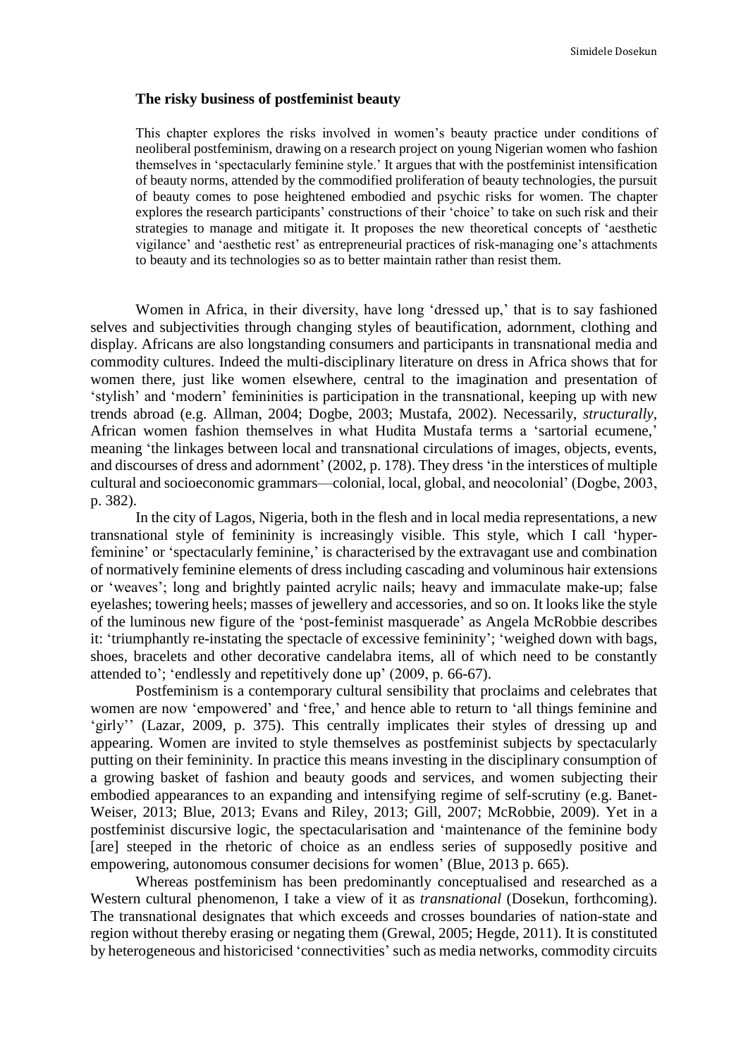### The risky business of postfeminist beauty

This chapter explores the risks involved in women's beauty practice under conditions of neoliberal postfeminism, drawing on a research project on young Nigerian women who fashion themselves in 'spectacularly feminine style.' It argues that with the postfeminist intensification of beauty norms, attended by the commodified proliferation of beauty technologies, the pursuit of beauty comes to pose heightened embodied and psychic risks for women. The chapter explores the research participants' constructions of their 'choice' to take on such risk and their strategies to manage and mitigate it. It proposes the new theoretical concepts of 'aesthetic vigilance' and 'aesthetic rest' as entrepreneurial practices of risk-managing one's attachments to beauty and its technologies so as to better maintain rather than resist them.

Women in Africa, in their diversity, have long 'dressed up,' that is to say fashioned selves and subjectivities through changing styles of beautification, adornment, clothing and display. Africans are also longstanding consumers and participants in transnational media and commodity cultures. Indeed the multi-disciplinary literature on dress in Africa shows that for women there, just like women elsewhere, central to the imagination and presentation of 'stylish' and 'modern' femininities is participation in the transnational, keeping up with new trends abroad (e.g. Allman, 2004; Dogbe, 2003; Mustafa, 2002). Necessarily, *structurally*, African women fashion themselves in what Hudita Mustafa terms a 'sartorial ecumene,' meaning 'the linkages between local and transnational circulations of images, objects, events, and discourses of dress and adornment' (2002, p. 178). They dress 'in the interstices of multiple cultural and socioeconomic grammars—colonial, local, global, and neocolonial' (Dogbe, 2003, p. 382).

In the city of Lagos, Nigeria, both in the flesh and in local media representations, a new transnational style of femininity is increasingly visible. This style, which I call 'hyper-feminine' or 'spectacularly feminine,' is characterised by the extravagant use and combination of normatively feminine elements of dress including cascading and voluminous hair extensions or 'weaves'; long and brightly painted acrylic nails; heavy and immaculate make-up; false eyelashes; towering heels; masses of jewellery and accessories, and so on. It looks like the style of the luminous new figure of the 'post-feminist masquerade' as Angela McRobbie describes it: 'triumphantly re-instating the spectacle of excessive femininity'; 'weighed down with bags, shoes, bracelets and other decorative candelabra items, all of which need to be constantly attended to'; 'endlessly and repetitively done up' (2009, p. 66-67).

Postfeminism is a contemporary cultural sensibility that proclaims and celebrates that women are now 'empowered' and 'free,' and hence able to return to 'all things feminine and 'girly'' (Lazar, 2009, p. 375). This centrally implicates their styles of dressing up and appearing. Women are invited to style themselves as postfeminist subjects by spectacularly putting on their femininity. In practice this means investing in the disciplinary consumption of a growing basket of fashion and beauty goods and services, and women subjecting their embodied appearances to an expanding and intensifying regime of self-scrutiny (e.g. Banet-Weiser, 2013; Blue, 2013; Evans and Riley, 2013; Gill, 2007; McRobbie, 2009). Yet in a postfeminist discursive logic, the spectacularisation and 'maintenance of the feminine body [are] steeped in the rhetoric of choice as an endless series of supposedly positive and empowering, autonomous consumer decisions for women' (Blue, 2013 p. 665).

Whereas postfeminism has been predominantly conceptualised and researched as a Western cultural phenomenon, I take a view of it as *transnational* (Dosekun, forthcoming). The transnational designates that which exceeds and crosses boundaries of nation-state and region without thereby erasing or negating them (Grewal, 2005; Hegde, 2011). It is constituted by heterogeneous and historicised 'connectivities' such as media networks, commodity circuits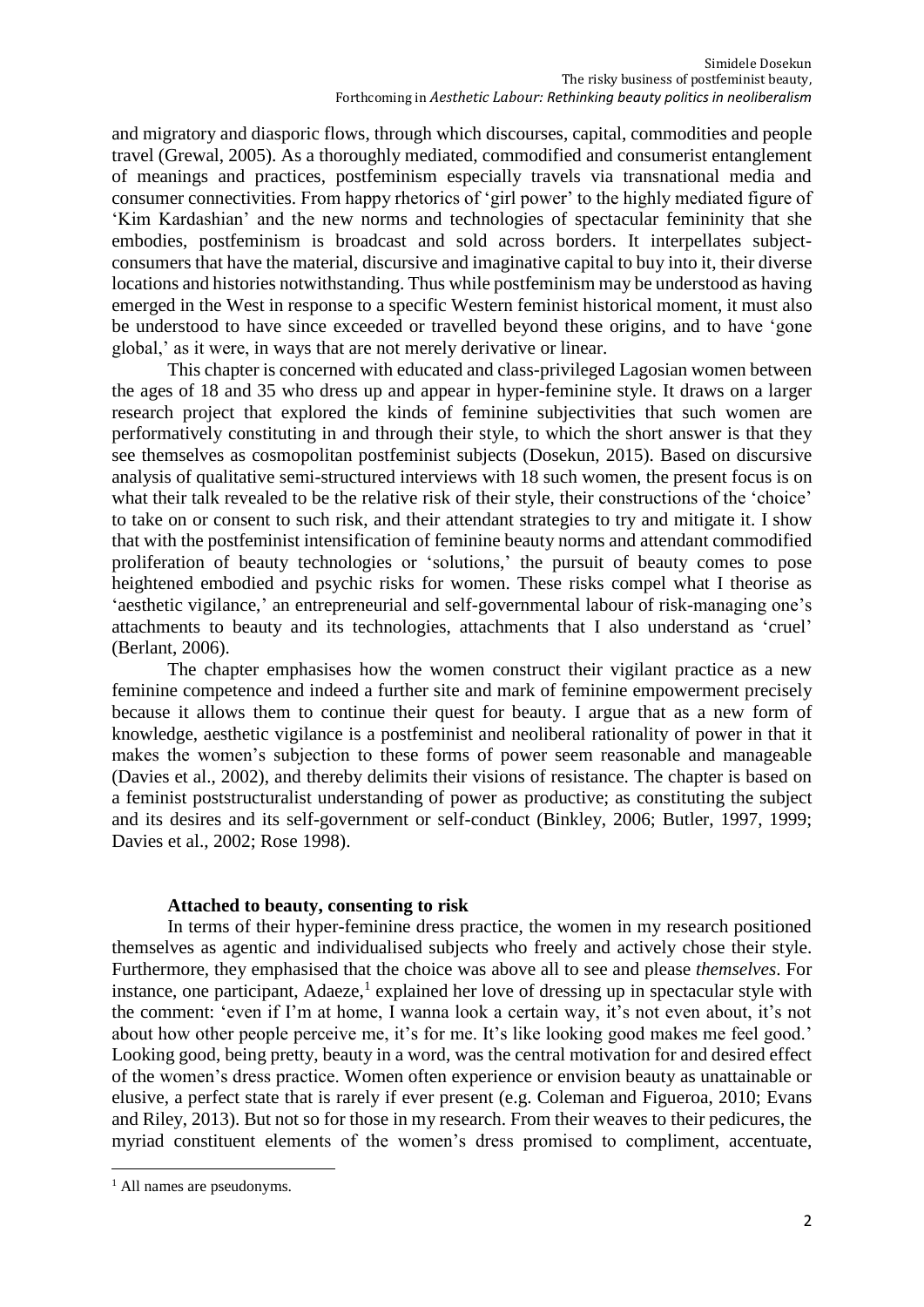and migratory and diasporic flows, through which discourses, capital, commodities and people travel (Grewal, 2005). As a thoroughly mediated, commodified and consumerist entanglement of meanings and practices, postfeminism especially travels via transnational media and consumer connectivities. From happy rhetorics of 'girl power' to the highly mediated figure of 'Kim Kardashian' and the new norms and technologies of spectacular femininity that she embodies, postfeminism is broadcast and sold across borders. It interpellates subject-consumers that have the material, discursive and imaginative capital to buy into it, their diverse locations and histories notwithstanding. Thus while postfeminism may be understood as having emerged in the West in response to a specific Western feminist historical moment, it must also be understood to have since exceeded or travelled beyond these origins, and to have 'gone global,' as it were, in ways that are not merely derivative or linear.

This chapter is concerned with educated and class-privileged Lagosian women between the ages of 18 and 35 who dress up and appear in hyper-feminine style. It draws on a larger research project that explored the kinds of feminine subjectivities that such women are performatively constituting in and through their style, to which the short answer is that they see themselves as cosmopolitan postfeminist subjects (Dosekun, 2015). Based on discursive analysis of qualitative semi-structured interviews with 18 such women, the present focus is on what their talk revealed to be the relative risk of their style, their constructions of the 'choice' to take on or consent to such risk, and their attendant strategies to try and mitigate it. I show that with the postfeminist intensification of feminine beauty norms and attendant commodified proliferation of beauty technologies or 'solutions,' the pursuit of beauty comes to pose heightened embodied and psychic risks for women. These risks compel what I theorise as 'aesthetic vigilance,' an entrepreneurial and self-governmental labour of risk-managing one's attachments to beauty and its technologies, attachments that I also understand as 'cruel' (Berlant, 2006).

The chapter emphasises how the women construct their vigilant practice as a new feminine competence and indeed a further site and mark of feminine empowerment precisely because it allows them to continue their quest for beauty. I argue that as a new form of knowledge, aesthetic vigilance is a postfeminist and neoliberal rationality of power in that it makes the women's subjection to these forms of power seem reasonable and manageable (Davies et al., 2002), and thereby delimits their visions of resistance. The chapter is based on a feminist poststructuralist understanding of power as productive; as constituting the subject and its desires and its self-government or self-conduct (Binkley, 2006; Butler, 1997, 1999; Davies et al., 2002; Rose 1998).

## Attached to beauty, consenting to risk

In terms of their hyper-feminine dress practice, the women in my research positioned themselves as agentic and individualised subjects who freely and actively chose their style. Furthermore, they emphasised that the choice was above all to see and please *themselves*. For instance, one participant, Adaeze,[1] explained her love of dressing up in spectacular style with the comment: 'even if I'm at home, I wanna look a certain way, it's not even about, it's not about how other people perceive me, it's for me. It's like looking good makes me feel good.' Looking good, being pretty, beauty in a word, was the central motivation for and desired effect of the women's dress practice. Women often experience or envision beauty as unattainable or elusive, a perfect state that is rarely if ever present (e.g. Coleman and Figueroa, 2010; Evans and Riley, 2013). But not so for those in my research. From their weaves to their pedicures, the myriad constituent elements of the women's dress promised to compliment, accentuate,

[1] All names are pseudonyms.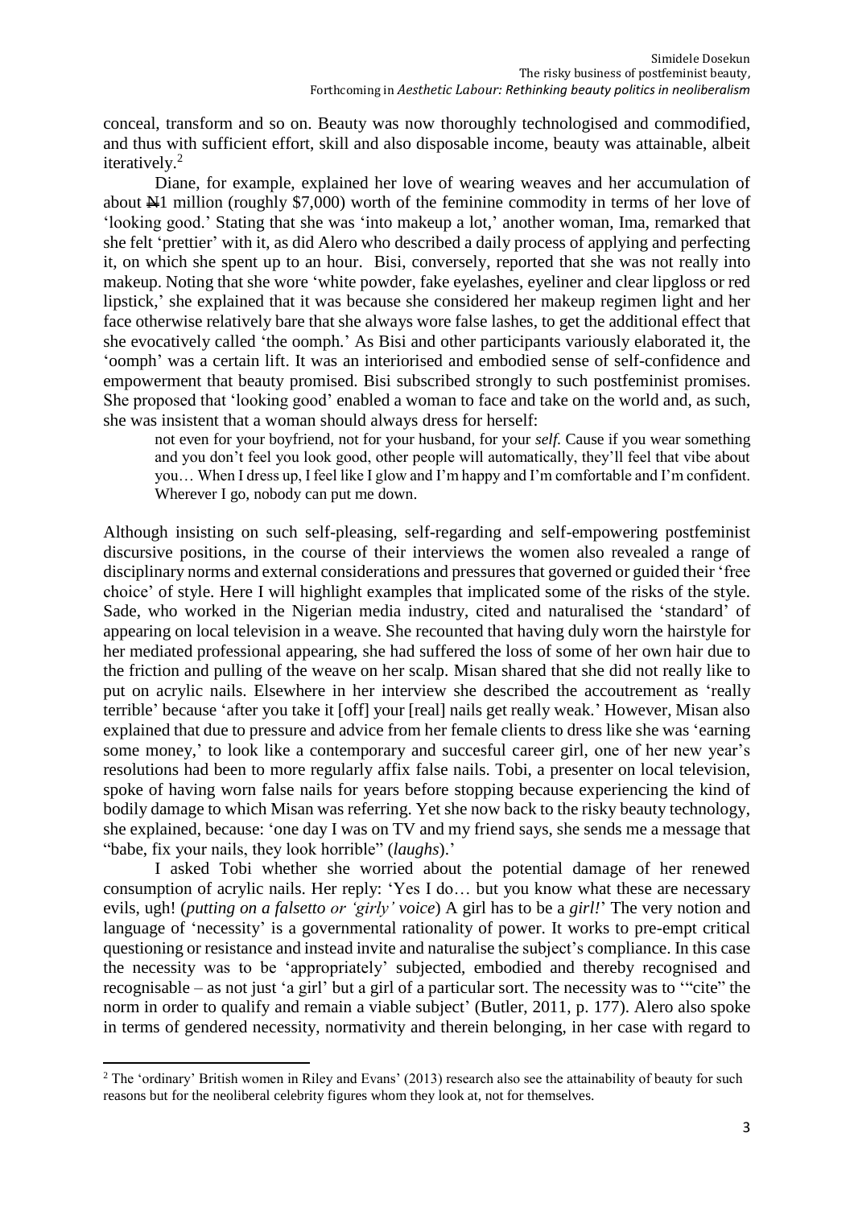conceal, transform and so on. Beauty was now thoroughly technologised and commodified, and thus with sufficient effort, skill and also disposable income, beauty was attainable, albeit iteratively.[2]

Diane, for example, explained her love of wearing weaves and her accumulation of about ₦1 million (roughly $7,000) worth of the feminine commodity in terms of her love of 'looking good.' Stating that she was 'into makeup a lot,' another woman, Ima, remarked that she felt 'prettier' with it, as did Alero who described a daily process of applying and perfecting it, on which she spent up to an hour. Bisi, conversely, reported that she was not really into makeup. Noting that she wore 'white powder, fake eyelashes, eyeliner and clear lipgloss or red lipstick,' she explained that it was because she considered her makeup regimen light and her face otherwise relatively bare that she always wore false lashes, to get the additional effect that she evocatively called 'the oomph.' As Bisi and other participants variously elaborated it, the 'oomph' was a certain lift. It was an interiorised and embodied sense of self-confidence and empowerment that beauty promised. Bisi subscribed strongly to such postfeminist promises. She proposed that 'looking good' enabled a woman to face and take on the world and, as such, she was insistent that a woman should always dress for herself:

> not even for your boyfriend, not for your husband, for your *self*. Cause if you wear something and you don't feel you look good, other people will automatically, they'll feel that vibe about you… When I dress up, I feel like I glow and I'm happy and I'm comfortable and I'm confident. Wherever I go, nobody can put me down.

Although insisting on such self-pleasing, self-regarding and self-empowering postfeminist discursive positions, in the course of their interviews the women also revealed a range of disciplinary norms and external considerations and pressures that governed or guided their 'free choice' of style. Here I will highlight examples that implicated some of the risks of the style. Sade, who worked in the Nigerian media industry, cited and naturalised the 'standard' of appearing on local television in a weave. She recounted that having duly worn the hairstyle for her mediated professional appearing, she had suffered the loss of some of her own hair due to the friction and pulling of the weave on her scalp. Misan shared that she did not really like to put on acrylic nails. Elsewhere in her interview she described the accoutrement as 'really terrible' because 'after you take it [off] your [real] nails get really weak.' However, Misan also explained that due to pressure and advice from her female clients to dress like she was 'earning some money,' to look like a contemporary and succesful career girl, one of her new year's resolutions had been to more regularly affix false nails. Tobi, a presenter on local television, spoke of having worn false nails for years before stopping because experiencing the kind of bodily damage to which Misan was referring. Yet she now back to the risky beauty technology, she explained, because: 'one day I was on TV and my friend says, she sends me a message that "babe, fix your nails, they look horrible" (*laughs*).'

I asked Tobi whether she worried about the potential damage of her renewed consumption of acrylic nails. Her reply: 'Yes I do… but you know what these are necessary evils, ugh! (*putting on a falsetto or 'girly' voice*) A girl has to be a *girl!*' The very notion and language of 'necessity' is a governmental rationality of power. It works to pre-empt critical questioning or resistance and instead invite and naturalise the subject's compliance. In this case the necessity was to be 'appropriately' subjected, embodied and thereby recognised and recognisable – as not just 'a girl' but a girl of a particular sort. The necessity was to '"cite" the norm in order to qualify and remain a viable subject' (Butler, 2011, p. 177). Alero also spoke in terms of gendered necessity, normativity and therein belonging, in her case with regard to

[2] The 'ordinary' British women in Riley and Evans' (2013) research also see the attainability of beauty for such reasons but for the neoliberal celebrity figures whom they look at, not for themselves.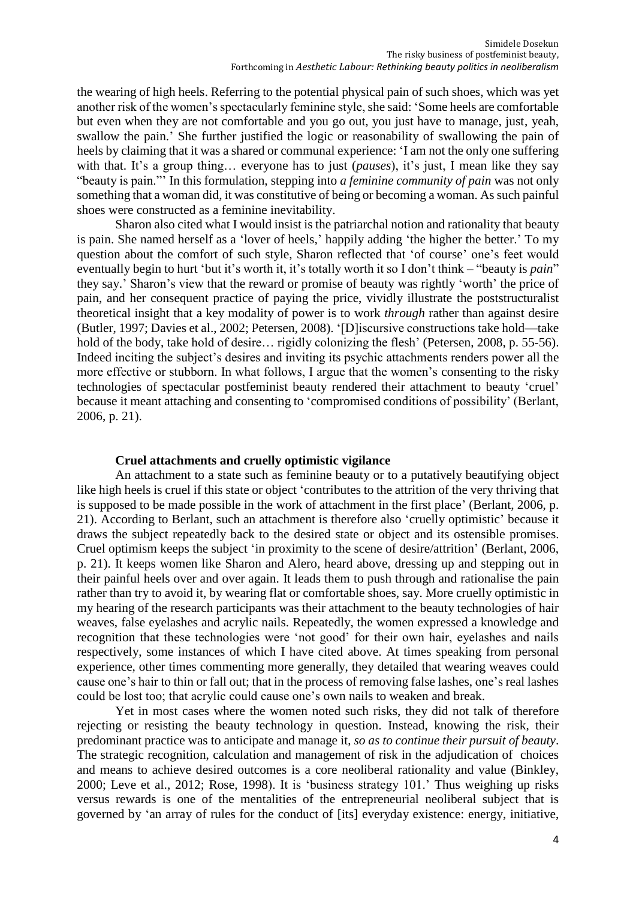the wearing of high heels. Referring to the potential physical pain of such shoes, which was yet another risk of the women's spectacularly feminine style, she said: 'Some heels are comfortable but even when they are not comfortable and you go out, you just have to manage, just, yeah, swallow the pain.' She further justified the logic or reasonability of swallowing the pain of heels by claiming that it was a shared or communal experience: 'I am not the only one suffering with that. It's a group thing… everyone has to just (*pauses*), it's just, I mean like they say "beauty is pain."' In this formulation, stepping into *a feminine community of pain* was not only something that a woman did, it was constitutive of being or becoming a woman. As such painful shoes were constructed as a feminine inevitability.

Sharon also cited what I would insist is the patriarchal notion and rationality that beauty is pain. She named herself as a 'lover of heels,' happily adding 'the higher the better.' To my question about the comfort of such style, Sharon reflected that 'of course' one's feet would eventually begin to hurt 'but it's worth it, it's totally worth it so I don't think – "beauty is *pain*" they say.' Sharon's view that the reward or promise of beauty was rightly 'worth' the price of pain, and her consequent practice of paying the price, vividly illustrate the poststructuralist theoretical insight that a key modality of power is to work *through* rather than against desire (Butler, 1997; Davies et al., 2002; Petersen, 2008). '[D]iscursive constructions take hold—take hold of the body, take hold of desire… rigidly colonizing the flesh' (Petersen, 2008, p. 55-56). Indeed inciting the subject's desires and inviting its psychic attachments renders power all the more effective or stubborn. In what follows, I argue that the women's consenting to the risky technologies of spectacular postfeminist beauty rendered their attachment to beauty 'cruel' because it meant attaching and consenting to 'compromised conditions of possibility' (Berlant, 2006, p. 21).

### Cruel attachments and cruelly optimistic vigilance

An attachment to a state such as feminine beauty or to a putatively beautifying object like high heels is cruel if this state or object 'contributes to the attrition of the very thriving that is supposed to be made possible in the work of attachment in the first place' (Berlant, 2006, p. 21). According to Berlant, such an attachment is therefore also 'cruelly optimistic' because it draws the subject repeatedly back to the desired state or object and its ostensible promises. Cruel optimism keeps the subject 'in proximity to the scene of desire/attrition' (Berlant, 2006, p. 21). It keeps women like Sharon and Alero, heard above, dressing up and stepping out in their painful heels over and over again. It leads them to push through and rationalise the pain rather than try to avoid it, by wearing flat or comfortable shoes, say. More cruelly optimistic in my hearing of the research participants was their attachment to the beauty technologies of hair weaves, false eyelashes and acrylic nails. Repeatedly, the women expressed a knowledge and recognition that these technologies were 'not good' for their own hair, eyelashes and nails respectively, some instances of which I have cited above. At times speaking from personal experience, other times commenting more generally, they detailed that wearing weaves could cause one's hair to thin or fall out; that in the process of removing false lashes, one's real lashes could be lost too; that acrylic could cause one's own nails to weaken and break.

Yet in most cases where the women noted such risks, they did not talk of therefore rejecting or resisting the beauty technology in question. Instead, knowing the risk, their predominant practice was to anticipate and manage it, *so as to continue their pursuit of beauty*. The strategic recognition, calculation and management of risk in the adjudication of choices and means to achieve desired outcomes is a core neoliberal rationality and value (Binkley, 2000; Leve et al., 2012; Rose, 1998). It is 'business strategy 101.' Thus weighing up risks versus rewards is one of the mentalities of the entrepreneurial neoliberal subject that is governed by 'an array of rules for the conduct of [its] everyday existence: energy, initiative,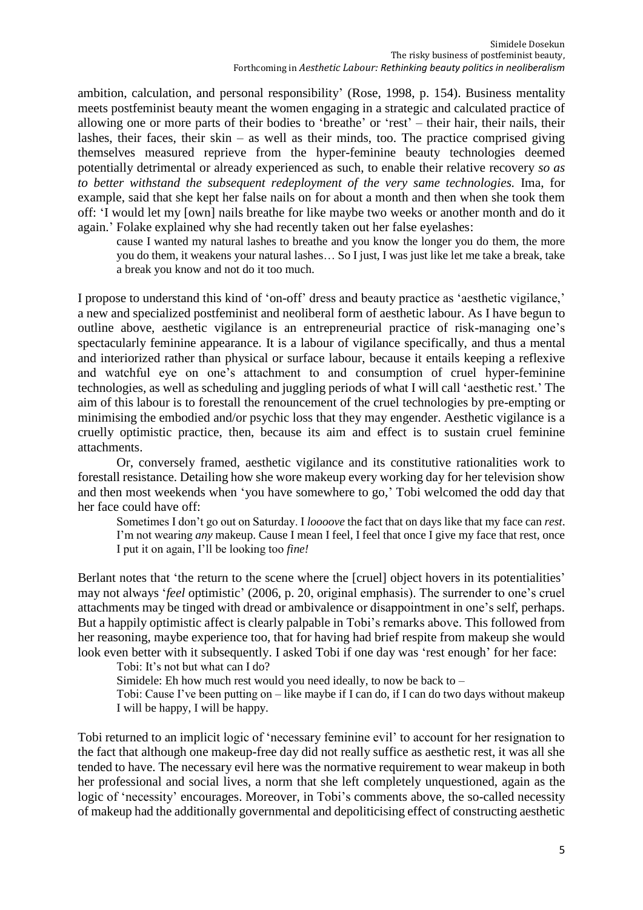ambition, calculation, and personal responsibility' (Rose, 1998, p. 154). Business mentality meets postfeminist beauty meant the women engaging in a strategic and calculated practice of allowing one or more parts of their bodies to 'breathe' or 'rest' – their hair, their nails, their lashes, their faces, their skin – as well as their minds, too. The practice comprised giving themselves measured reprieve from the hyper-feminine beauty technologies deemed potentially detrimental or already experienced as such, to enable their relative recovery *so as to better withstand the subsequent redeployment of the very same technologies.* Ima, for example, said that she kept her false nails on for about a month and then when she took them off: 'I would let my [own] nails breathe for like maybe two weeks or another month and do it again.' Folake explained why she had recently taken out her false eyelashes:

> cause I wanted my natural lashes to breathe and you know the longer you do them, the more you do them, it weakens your natural lashes… So I just, I was just like let me take a break, take a break you know and not do it too much.

I propose to understand this kind of 'on-off' dress and beauty practice as 'aesthetic vigilance,' a new and specialized postfeminist and neoliberal form of aesthetic labour. As I have begun to outline above, aesthetic vigilance is an entrepreneurial practice of risk-managing one's spectacularly feminine appearance. It is a labour of vigilance specifically, and thus a mental and interiorized rather than physical or surface labour, because it entails keeping a reflexive and watchful eye on one's attachment to and consumption of cruel hyper-feminine technologies, as well as scheduling and juggling periods of what I will call 'aesthetic rest.' The aim of this labour is to forestall the renouncement of the cruel technologies by pre-empting or minimising the embodied and/or psychic loss that they may engender. Aesthetic vigilance is a cruelly optimistic practice, then, because its aim and effect is to sustain cruel feminine attachments.

Or, conversely framed, aesthetic vigilance and its constitutive rationalities work to forestall resistance. Detailing how she wore makeup every working day for her television show and then most weekends when 'you have somewhere to go,' Tobi welcomed the odd day that her face could have off:

> Sometimes I don't go out on Saturday. I *loooove* the fact that on days like that my face can *rest*. I'm not wearing *any* makeup. Cause I mean I feel, I feel that once I give my face that rest, once I put it on again, I'll be looking too *fine!*

Berlant notes that 'the return to the scene where the [cruel] object hovers in its potentialities' may not always '*feel* optimistic' (2006, p. 20, original emphasis). The surrender to one's cruel attachments may be tinged with dread or ambivalence or disappointment in one's self, perhaps. But a happily optimistic affect is clearly palpable in Tobi's remarks above. This followed from her reasoning, maybe experience too, that for having had brief respite from makeup she would look even better with it subsequently. I asked Tobi if one day was 'rest enough' for her face:

> Tobi: It's not but what can I do?
>
> Simidele: Eh how much rest would you need ideally, to now be back to –
>
> Tobi: Cause I've been putting on – like maybe if I can do, if I can do two days without makeup I will be happy, I will be happy.

Tobi returned to an implicit logic of 'necessary feminine evil' to account for her resignation to the fact that although one makeup-free day did not really suffice as aesthetic rest, it was all she tended to have. The necessary evil here was the normative requirement to wear makeup in both her professional and social lives, a norm that she left completely unquestioned, again as the logic of 'necessity' encourages. Moreover, in Tobi's comments above, the so-called necessity of makeup had the additionally governmental and depoliticising effect of constructing aesthetic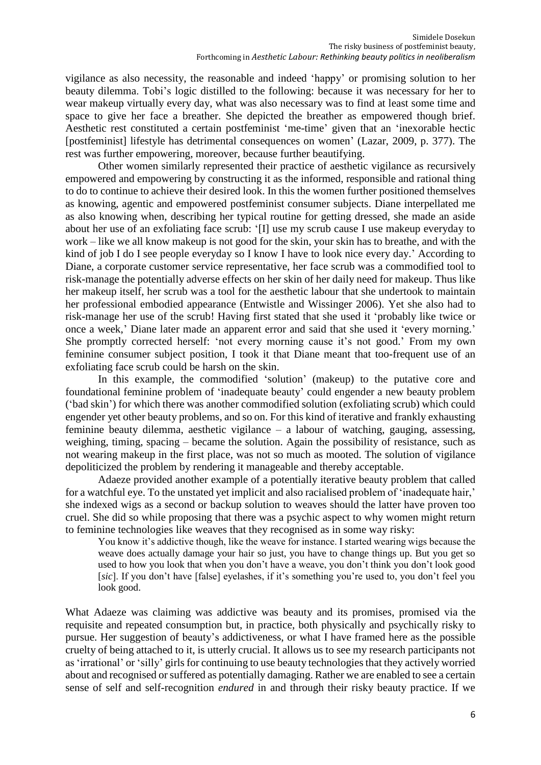vigilance as also necessity, the reasonable and indeed 'happy' or promising solution to her beauty dilemma. Tobi's logic distilled to the following: because it was necessary for her to wear makeup virtually every day, what was also necessary was to find at least some time and space to give her face a breather. She depicted the breather as empowered though brief. Aesthetic rest constituted a certain postfeminist 'me-time' given that an 'inexorable hectic [postfeminist] lifestyle has detrimental consequences on women' (Lazar, 2009, p. 377). The rest was further empowering, moreover, because further beautifying.

Other women similarly represented their practice of aesthetic vigilance as recursively empowered and empowering by constructing it as the informed, responsible and rational thing to do to continue to achieve their desired look. In this the women further positioned themselves as knowing, agentic and empowered postfeminist consumer subjects. Diane interpellated me as also knowing when, describing her typical routine for getting dressed, she made an aside about her use of an exfoliating face scrub: '[I] use my scrub cause I use makeup everyday to work – like we all know makeup is not good for the skin, your skin has to breathe, and with the kind of job I do I see people everyday so I know I have to look nice every day.' According to Diane, a corporate customer service representative, her face scrub was a commodified tool to risk-manage the potentially adverse effects on her skin of her daily need for makeup. Thus like her makeup itself, her scrub was a tool for the aesthetic labour that she undertook to maintain her professional embodied appearance (Entwistle and Wissinger 2006). Yet she also had to risk-manage her use of the scrub! Having first stated that she used it 'probably like twice or once a week,' Diane later made an apparent error and said that she used it 'every morning.' She promptly corrected herself: 'not every morning cause it's not good.' From my own feminine consumer subject position, I took it that Diane meant that too-frequent use of an exfoliating face scrub could be harsh on the skin.

In this example, the commodified 'solution' (makeup) to the putative core and foundational feminine problem of 'inadequate beauty' could engender a new beauty problem ('bad skin') for which there was another commodified solution (exfoliating scrub) which could engender yet other beauty problems, and so on. For this kind of iterative and frankly exhausting feminine beauty dilemma, aesthetic vigilance – a labour of watching, gauging, assessing, weighing, timing, spacing – became the solution. Again the possibility of resistance, such as not wearing makeup in the first place, was not so much as mooted. The solution of vigilance depoliticized the problem by rendering it manageable and thereby acceptable.

Adaeze provided another example of a potentially iterative beauty problem that called for a watchful eye. To the unstated yet implicit and also racialised problem of 'inadequate hair,' she indexed wigs as a second or backup solution to weaves should the latter have proven too cruel. She did so while proposing that there was a psychic aspect to why women might return to feminine technologies like weaves that they recognised as in some way risky:

> You know it's addictive though, like the weave for instance. I started wearing wigs because the weave does actually damage your hair so just, you have to change things up. But you get so used to how you look that when you don't have a weave, you don't think you don't look good [*sic*]. If you don't have [false] eyelashes, if it's something you're used to, you don't feel you look good.

What Adaeze was claiming was addictive was beauty and its promises, promised via the requisite and repeated consumption but, in practice, both physically and psychically risky to pursue. Her suggestion of beauty's addictiveness, or what I have framed here as the possible cruelty of being attached to it, is utterly crucial. It allows us to see my research participants not as 'irrational' or 'silly' girls for continuing to use beauty technologies that they actively worried about and recognised or suffered as potentially damaging. Rather we are enabled to see a certain sense of self and self-recognition *endured* in and through their risky beauty practice. If we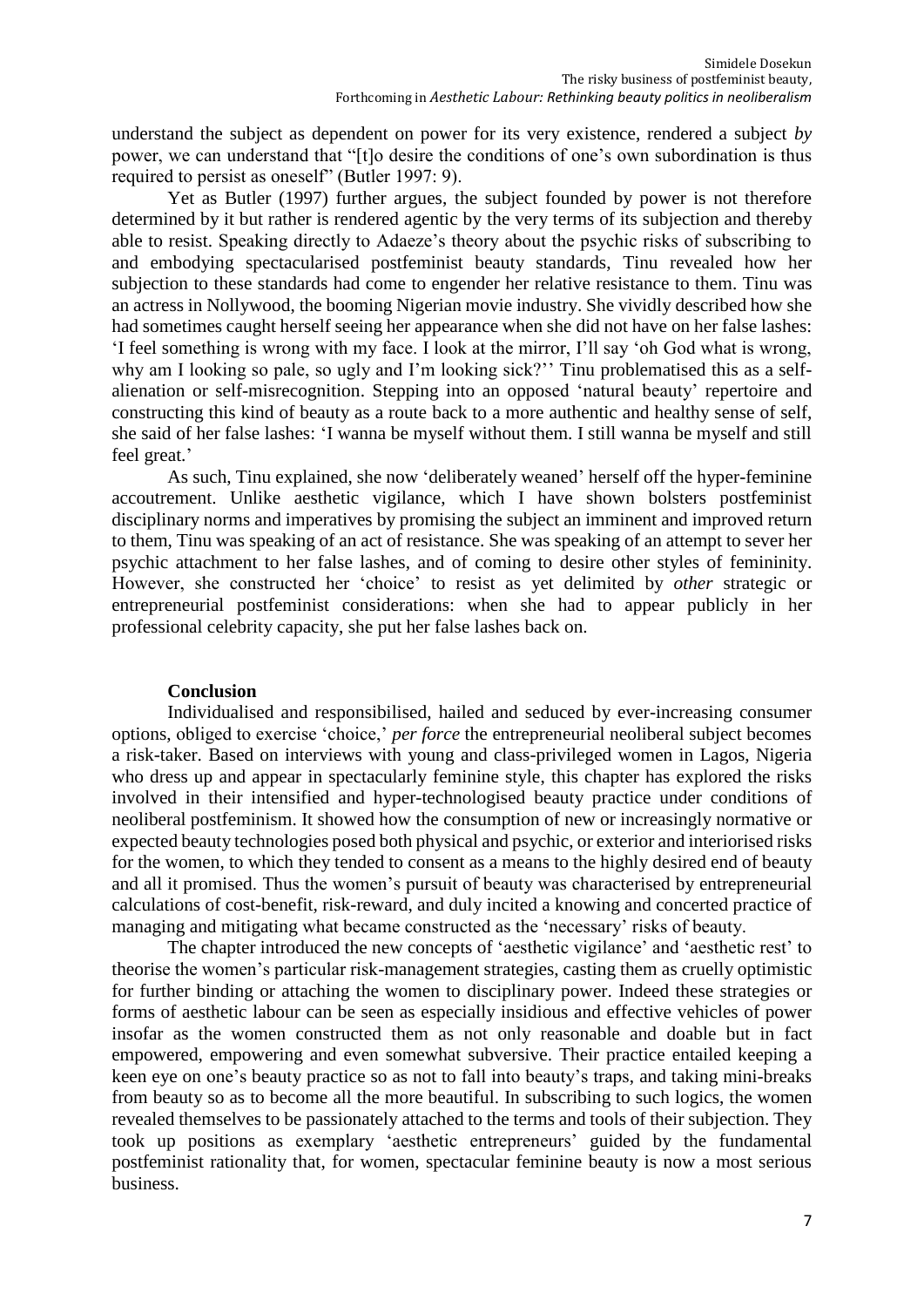understand the subject as dependent on power for its very existence, rendered a subject *by* power, we can understand that "[t]o desire the conditions of one's own subordination is thus required to persist as oneself" (Butler 1997: 9).

Yet as Butler (1997) further argues, the subject founded by power is not therefore determined by it but rather is rendered agentic by the very terms of its subjection and thereby able to resist. Speaking directly to Adaeze's theory about the psychic risks of subscribing to and embodying spectacularised postfeminist beauty standards, Tinu revealed how her subjection to these standards had come to engender her relative resistance to them. Tinu was an actress in Nollywood, the booming Nigerian movie industry. She vividly described how she had sometimes caught herself seeing her appearance when she did not have on her false lashes: 'I feel something is wrong with my face. I look at the mirror, I'll say 'oh God what is wrong, why am I looking so pale, so ugly and I'm looking sick?'' Tinu problematised this as a self-alienation or self-misrecognition. Stepping into an opposed 'natural beauty' repertoire and constructing this kind of beauty as a route back to a more authentic and healthy sense of self, she said of her false lashes: 'I wanna be myself without them. I still wanna be myself and still feel great.'

As such, Tinu explained, she now 'deliberately weaned' herself off the hyper-feminine accoutrement. Unlike aesthetic vigilance, which I have shown bolsters postfeminist disciplinary norms and imperatives by promising the subject an imminent and improved return to them, Tinu was speaking of an act of resistance. She was speaking of an attempt to sever her psychic attachment to her false lashes, and of coming to desire other styles of femininity. However, she constructed her 'choice' to resist as yet delimited by *other* strategic or entrepreneurial postfeminist considerations: when she had to appear publicly in her professional celebrity capacity, she put her false lashes back on.

## Conclusion

Individualised and responsibilised, hailed and seduced by ever-increasing consumer options, obliged to exercise 'choice,' *per force* the entrepreneurial neoliberal subject becomes a risk-taker. Based on interviews with young and class-privileged women in Lagos, Nigeria who dress up and appear in spectacularly feminine style, this chapter has explored the risks involved in their intensified and hyper-technologised beauty practice under conditions of neoliberal postfeminism. It showed how the consumption of new or increasingly normative or expected beauty technologies posed both physical and psychic, or exterior and interiorised risks for the women, to which they tended to consent as a means to the highly desired end of beauty and all it promised. Thus the women's pursuit of beauty was characterised by entrepreneurial calculations of cost-benefit, risk-reward, and duly incited a knowing and concerted practice of managing and mitigating what became constructed as the 'necessary' risks of beauty.

The chapter introduced the new concepts of 'aesthetic vigilance' and 'aesthetic rest' to theorise the women's particular risk-management strategies, casting them as cruelly optimistic for further binding or attaching the women to disciplinary power. Indeed these strategies or forms of aesthetic labour can be seen as especially insidious and effective vehicles of power insofar as the women constructed them as not only reasonable and doable but in fact empowered, empowering and even somewhat subversive. Their practice entailed keeping a keen eye on one's beauty practice so as not to fall into beauty's traps, and taking mini-breaks from beauty so as to become all the more beautiful. In subscribing to such logics, the women revealed themselves to be passionately attached to the terms and tools of their subjection. They took up positions as exemplary 'aesthetic entrepreneurs' guided by the fundamental postfeminist rationality that, for women, spectacular feminine beauty is now a most serious business.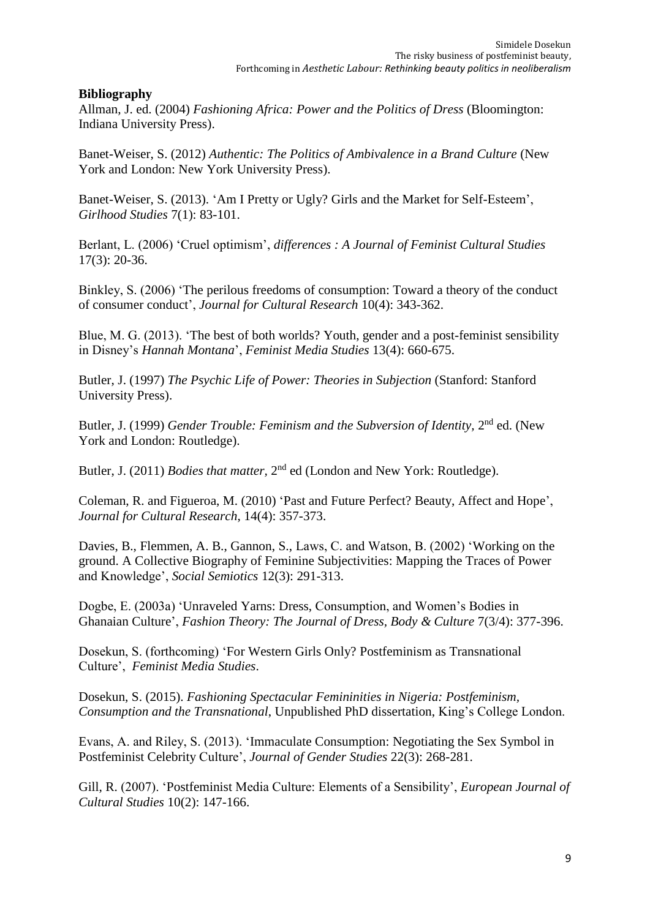**Bibliography**

Allman, J. ed. (2004) *Fashioning Africa: Power and the Politics of Dress* (Bloomington: Indiana University Press).

Banet-Weiser, S. (2012) *Authentic: The Politics of Ambivalence in a Brand Culture* (New York and London: New York University Press).

Banet-Weiser, S. (2013). 'Am I Pretty or Ugly? Girls and the Market for Self-Esteem', *Girlhood Studies* 7(1): 83-101.

Berlant, L. (2006) 'Cruel optimism', *differences : A Journal of Feminist Cultural Studies* 17(3): 20-36.

Binkley, S. (2006) 'The perilous freedoms of consumption: Toward a theory of the conduct of consumer conduct', *Journal for Cultural Research* 10(4): 343-362.

Blue, M. G. (2013). 'The best of both worlds? Youth, gender and a post-feminist sensibility in Disney's *Hannah Montana*', *Feminist Media Studies* 13(4): 660-675.

Butler, J. (1997) *The Psychic Life of Power: Theories in Subjection* (Stanford: Stanford University Press).

Butler, J. (1999) *Gender Trouble: Feminism and the Subversion of Identity*, 2nd ed. (New York and London: Routledge).

Butler, J. (2011) *Bodies that matter*, 2nd ed (London and New York: Routledge).

Coleman, R. and Figueroa, M. (2010) 'Past and Future Perfect? Beauty, Affect and Hope', *Journal for Cultural Research*, 14(4): 357-373.

Davies, B., Flemmen, A. B., Gannon, S., Laws, C. and Watson, B. (2002) 'Working on the ground. A Collective Biography of Feminine Subjectivities: Mapping the Traces of Power and Knowledge', *Social Semiotics* 12(3): 291-313.

Dogbe, E. (2003a) 'Unraveled Yarns: Dress, Consumption, and Women's Bodies in Ghanaian Culture', *Fashion Theory: The Journal of Dress, Body & Culture* 7(3/4): 377-396.

Dosekun, S. (forthcoming) 'For Western Girls Only? Postfeminism as Transnational Culture', *Feminist Media Studies*.

Dosekun, S. (2015). *Fashioning Spectacular Femininities in Nigeria: Postfeminism, Consumption and the Transnational*, Unpublished PhD dissertation, King's College London.

Evans, A. and Riley, S. (2013). 'Immaculate Consumption: Negotiating the Sex Symbol in Postfeminist Celebrity Culture', *Journal of Gender Studies* 22(3): 268-281.

Gill, R. (2007). 'Postfeminist Media Culture: Elements of a Sensibility', *European Journal of Cultural Studies* 10(2): 147-166.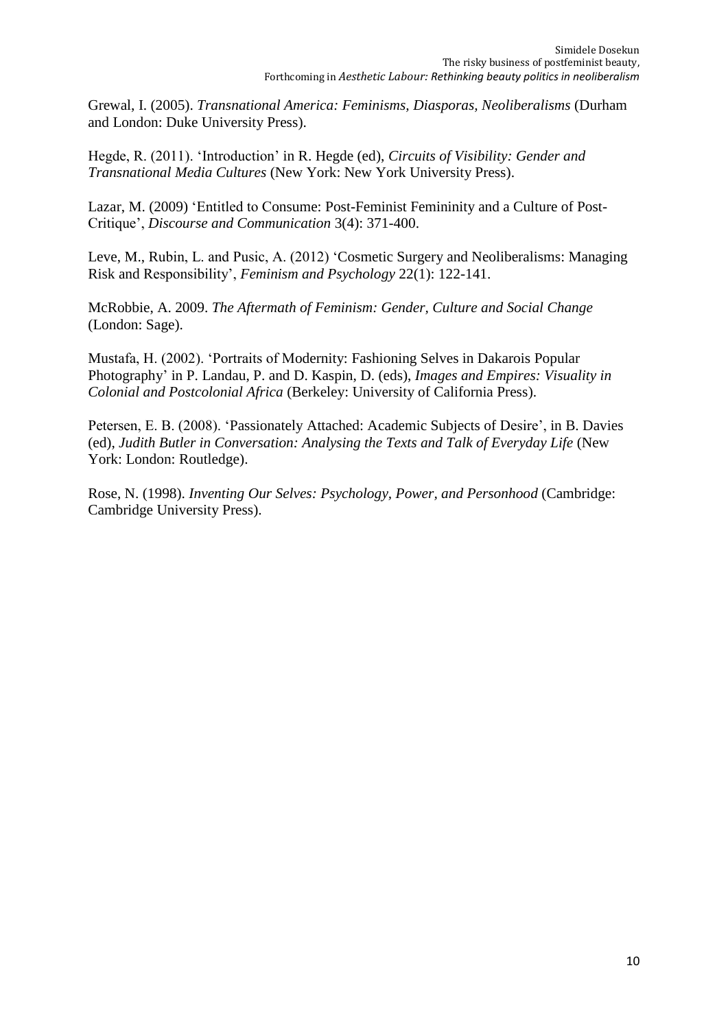Grewal, I. (2005). *Transnational America: Feminisms, Diasporas, Neoliberalisms* (Durham and London: Duke University Press).

Hegde, R. (2011). 'Introduction' in R. Hegde (ed), *Circuits of Visibility: Gender and Transnational Media Cultures* (New York: New York University Press).

Lazar, M. (2009) 'Entitled to Consume: Post-Feminist Femininity and a Culture of Post-Critique', *Discourse and Communication* 3(4): 371-400.

Leve, M., Rubin, L. and Pusic, A. (2012) 'Cosmetic Surgery and Neoliberalisms: Managing Risk and Responsibility', *Feminism and Psychology* 22(1): 122-141.

McRobbie, A. 2009. *The Aftermath of Feminism: Gender, Culture and Social Change* (London: Sage).

Mustafa, H. (2002). 'Portraits of Modernity: Fashioning Selves in Dakarois Popular Photography' in P. Landau, P. and D. Kaspin, D. (eds), *Images and Empires: Visuality in Colonial and Postcolonial Africa* (Berkeley: University of California Press).

Petersen, E. B. (2008). 'Passionately Attached: Academic Subjects of Desire', in B. Davies (ed), *Judith Butler in Conversation: Analysing the Texts and Talk of Everyday Life* (New York: London: Routledge).

Rose, N. (1998). *Inventing Our Selves: Psychology, Power, and Personhood* (Cambridge: Cambridge University Press).